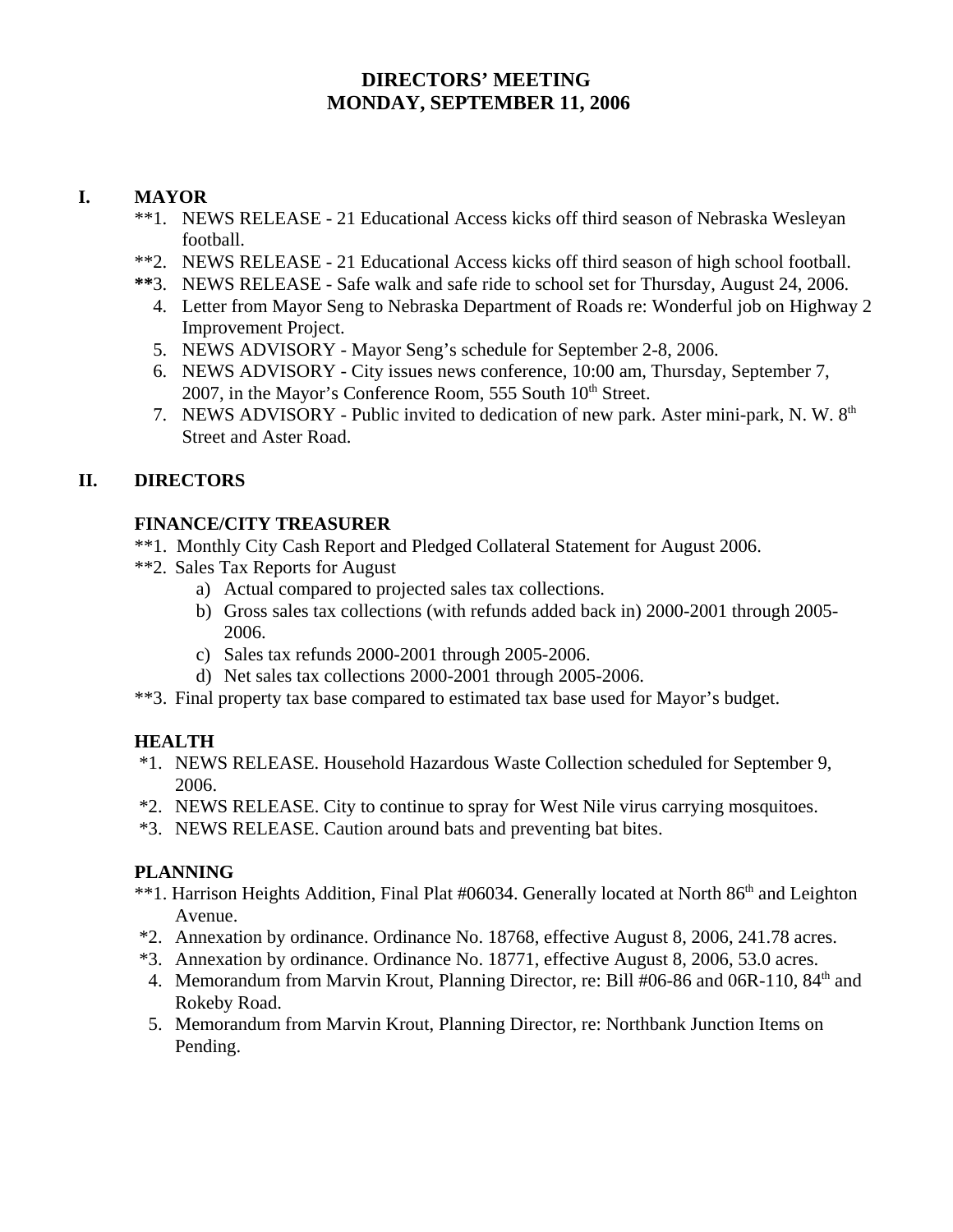# DIRECTORS' MEETING
# MONDAY, SEPTEMBER 11, 2006

## I. MAYOR

**1. NEWS RELEASE - 21 Educational Access kicks off third season of Nebraska Wesleyan football.
**2. NEWS RELEASE - 21 Educational Access kicks off third season of high school football.
**3. NEWS RELEASE - Safe walk and safe ride to school set for Thursday, August 24, 2006.
4. Letter from Mayor Seng to Nebraska Department of Roads re: Wonderful job on Highway 2 Improvement Project.
5. NEWS ADVISORY - Mayor Seng's schedule for September 2-8, 2006.
6. NEWS ADVISORY - City issues news conference, 10:00 am, Thursday, September 7, 2007, in the Mayor's Conference Room, 555 South 10th Street.
7. NEWS ADVISORY - Public invited to dedication of new park. Aster mini-park, N. W. 8th Street and Aster Road.

## II. DIRECTORS

### FINANCE/CITY TREASURER

**1. Monthly City Cash Report and Pledged Collateral Statement for August 2006.
**2. Sales Tax Reports for August
   a) Actual compared to projected sales tax collections.
   b) Gross sales tax collections (with refunds added back in) 2000-2001 through 2005-2006.
   c) Sales tax refunds 2000-2001 through 2005-2006.
   d) Net sales tax collections 2000-2001 through 2005-2006.
**3. Final property tax base compared to estimated tax base used for Mayor's budget.

### HEALTH

*1. NEWS RELEASE. Household Hazardous Waste Collection scheduled for September 9, 2006.
*2. NEWS RELEASE. City to continue to spray for West Nile virus carrying mosquitoes.
*3. NEWS RELEASE. Caution around bats and preventing bat bites.

### PLANNING

**1. Harrison Heights Addition, Final Plat #06034. Generally located at North 86th and Leighton Avenue.
*2. Annexation by ordinance. Ordinance No. 18768, effective August 8, 2006, 241.78 acres.
*3. Annexation by ordinance. Ordinance No. 18771, effective August 8, 2006, 53.0 acres.
4. Memorandum from Marvin Krout, Planning Director, re: Bill #06-86 and 06R-110, 84th and Rokeby Road.
5. Memorandum from Marvin Krout, Planning Director, re: Northbank Junction Items on Pending.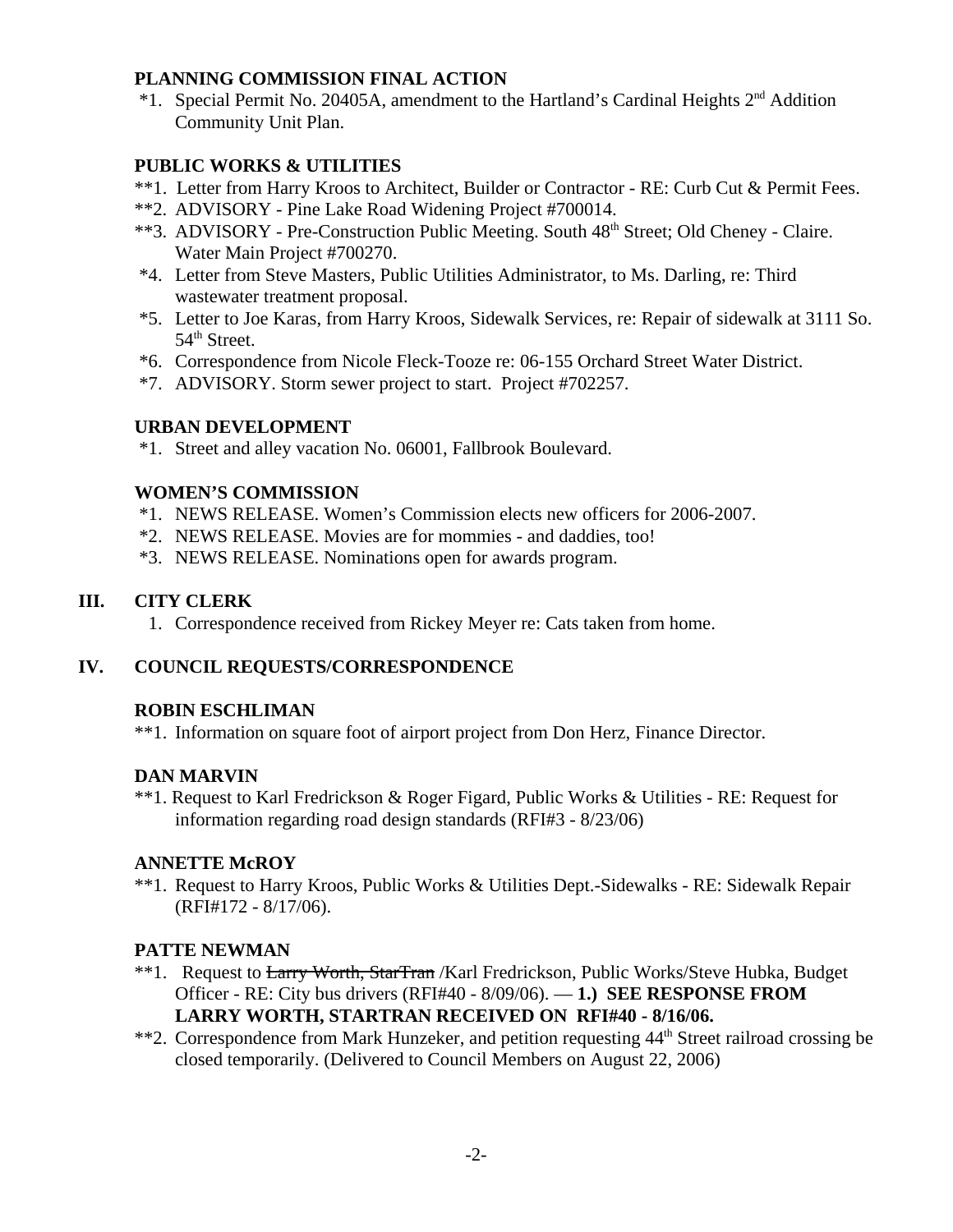**PLANNING COMMISSION FINAL ACTION**

*1. Special Permit No. 20405A, amendment to the Hartland's Cardinal Heights 2nd Addition Community Unit Plan.

**PUBLIC WORKS & UTILITIES**

**1. Letter from Harry Kroos to Architect, Builder or Contractor - RE: Curb Cut & Permit Fees.
**2. ADVISORY - Pine Lake Road Widening Project #700014.
**3. ADVISORY - Pre-Construction Public Meeting. South 48th Street; Old Cheney - Claire. Water Main Project #700270.
*4. Letter from Steve Masters, Public Utilities Administrator, to Ms. Darling, re: Third wastewater treatment proposal.
*5. Letter to Joe Karas, from Harry Kroos, Sidewalk Services, re: Repair of sidewalk at 3111 So. 54th Street.
*6. Correspondence from Nicole Fleck-Tooze re: 06-155 Orchard Street Water District.
*7. ADVISORY. Storm sewer project to start. Project #702257.

**URBAN DEVELOPMENT**

*1. Street and alley vacation No. 06001, Fallbrook Boulevard.

**WOMEN'S COMMISSION**

*1. NEWS RELEASE. Women's Commission elects new officers for 2006-2007.
*2. NEWS RELEASE. Movies are for mommies - and daddies, too!
*3. NEWS RELEASE. Nominations open for awards program.

## III. CITY CLERK

1. Correspondence received from Rickey Meyer re: Cats taken from home.

## IV. COUNCIL REQUESTS/CORRESPONDENCE

**ROBIN ESCHLIMAN**

**1. Information on square foot of airport project from Don Herz, Finance Director.

**DAN MARVIN**

**1. Request to Karl Fredrickson & Roger Figard, Public Works & Utilities - RE: Request for information regarding road design standards (RFI#3 - 8/23/06)

**ANNETTE McROY**

**1. Request to Harry Kroos, Public Works & Utilities Dept.-Sidewalks - RE: Sidewalk Repair (RFI#172 - 8/17/06).

**PATTE NEWMAN**

**1. Request to ~~Larry Worth, StarTran~~ /Karl Fredrickson, Public Works/Steve Hubka, Budget Officer - RE: City bus drivers (RFI#40 - 8/09/06). — **1.) SEE RESPONSE FROM LARRY WORTH, STARTRAN RECEIVED ON RFI#40 - 8/16/06.**
**2. Correspondence from Mark Hunzeker, and petition requesting 44th Street railroad crossing be closed temporarily. (Delivered to Council Members on August 22, 2006)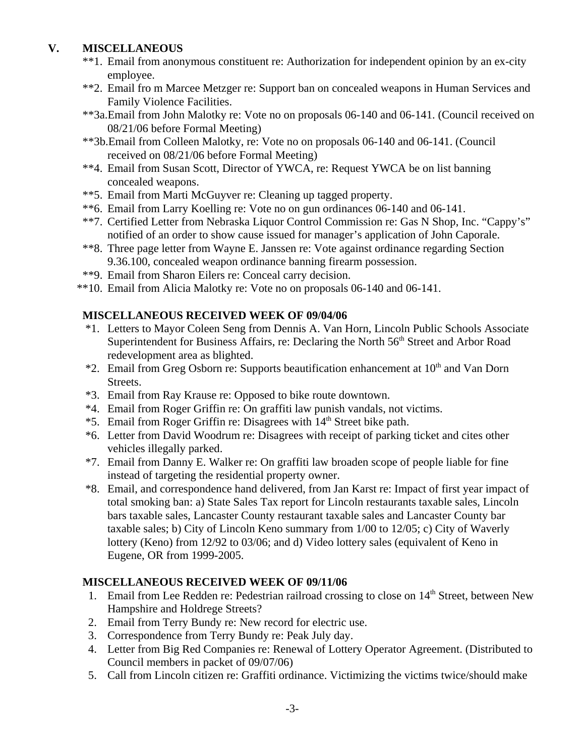## V. MISCELLANEOUS

**1. Email from anonymous constituent re: Authorization for independent opinion by an ex-city employee.

**2. Email fro m Marcee Metzger re: Support ban on concealed weapons in Human Services and Family Violence Facilities.

**3a.Email from John Malotky re: Vote no on proposals 06-140 and 06-141. (Council received on 08/21/06 before Formal Meeting)

**3b.Email from Colleen Malotky, re: Vote no on proposals 06-140 and 06-141. (Council received on 08/21/06 before Formal Meeting)

**4. Email from Susan Scott, Director of YWCA, re: Request YWCA be on list banning concealed weapons.

**5. Email from Marti McGuyver re: Cleaning up tagged property.

**6. Email from Larry Koelling re: Vote no on gun ordinances 06-140 and 06-141.

**7. Certified Letter from Nebraska Liquor Control Commission re: Gas N Shop, Inc. "Cappy's" notified of an order to show cause issued for manager's application of John Caporale.

**8. Three page letter from Wayne E. Janssen re: Vote against ordinance regarding Section 9.36.100, concealed weapon ordinance banning firearm possession.

**9. Email from Sharon Eilers re: Conceal carry decision.

**10. Email from Alicia Malotky re: Vote no on proposals 06-140 and 06-141.

### MISCELLANEOUS RECEIVED WEEK OF 09/04/06

*1. Letters to Mayor Coleen Seng from Dennis A. Van Horn, Lincoln Public Schools Associate Superintendent for Business Affairs, re: Declaring the North 56th Street and Arbor Road redevelopment area as blighted.

*2. Email from Greg Osborn re: Supports beautification enhancement at 10th and Van Dorn Streets.

*3. Email from Ray Krause re: Opposed to bike route downtown.

*4. Email from Roger Griffin re: On graffiti law punish vandals, not victims.

*5. Email from Roger Griffin re: Disagrees with 14th Street bike path.

*6. Letter from David Woodrum re: Disagrees with receipt of parking ticket and cites other vehicles illegally parked.

*7. Email from Danny E. Walker re: On graffiti law broaden scope of people liable for fine instead of targeting the residential property owner.

*8. Email, and correspondence hand delivered, from Jan Karst re: Impact of first year impact of total smoking ban: a) State Sales Tax report for Lincoln restaurants taxable sales, Lincoln bars taxable sales, Lancaster County restaurant taxable sales and Lancaster County bar taxable sales; b) City of Lincoln Keno summary from 1/00 to 12/05; c) City of Waverly lottery (Keno) from 12/92 to 03/06; and d) Video lottery sales (equivalent of Keno in Eugene, OR from 1999-2005.

### MISCELLANEOUS RECEIVED WEEK OF 09/11/06

1. Email from Lee Redden re: Pedestrian railroad crossing to close on 14th Street, between New Hampshire and Holdrege Streets?
2. Email from Terry Bundy re: New record for electric use.
3. Correspondence from Terry Bundy re: Peak July day.
4. Letter from Big Red Companies re: Renewal of Lottery Operator Agreement. (Distributed to Council members in packet of 09/07/06)
5. Call from Lincoln citizen re: Graffiti ordinance. Victimizing the victims twice/should make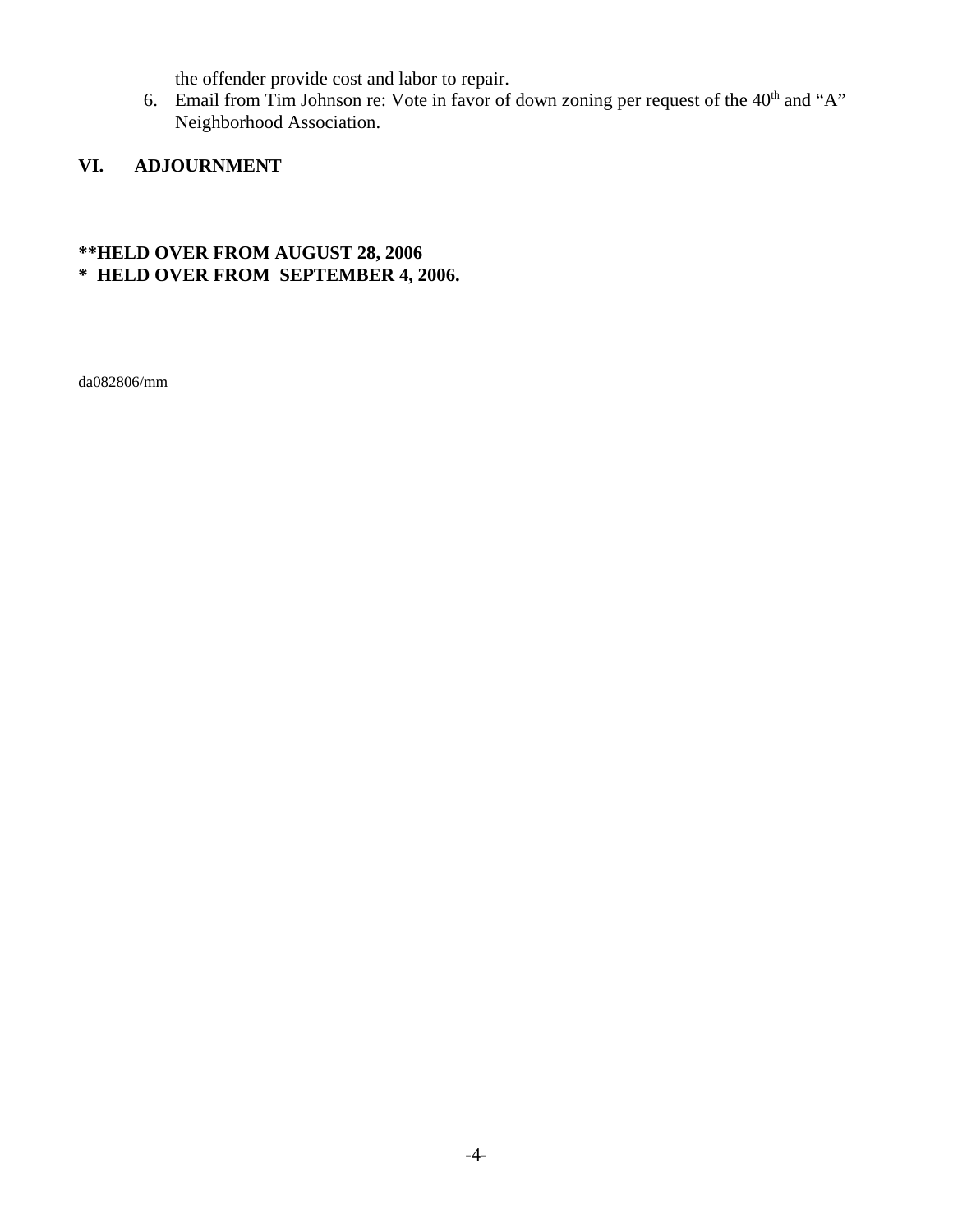the offender provide cost and labor to repair.

6. Email from Tim Johnson re: Vote in favor of down zoning per request of the 40th and "A" Neighborhood Association.

## VI. ADJOURNMENT

**\*\*HELD OVER FROM AUGUST 28, 2006**
**\* HELD OVER FROM SEPTEMBER 4, 2006.**

da082806/mm